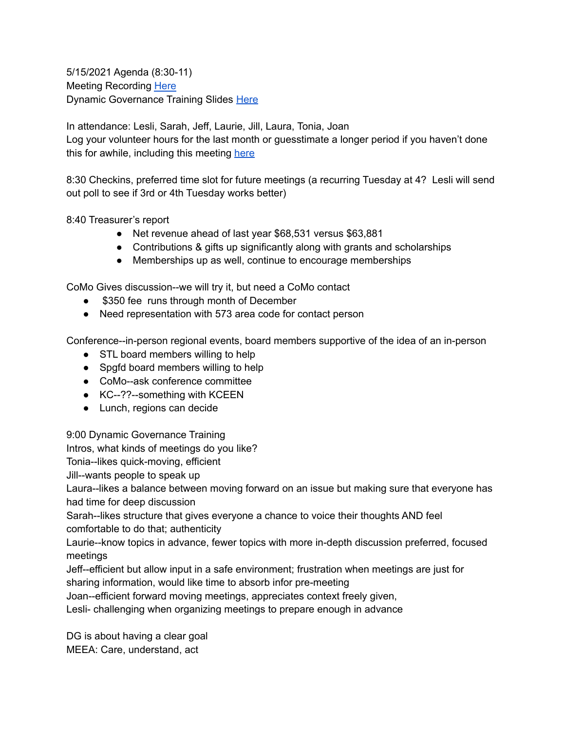5/15/2021 Agenda (8:30-11)

Meeting Recording [Here]

Dynamic Governance Training Slides [Here]

In attendance: Lesli, Sarah, Jeff, Laurie, Jill, Laura, Tonia, Joan

Log your volunteer hours for the last month or guesstimate a longer period if you haven't done this for awhile, including this meeting [here]

8:30 Checkins, preferred time slot for future meetings (a recurring Tuesday at 4? Lesli will send out poll to see if 3rd or 4th Tuesday works better)

8:40 Treasurer's report

- Net revenue ahead of last year $68,531 versus $63,881
- Contributions & gifts up significantly along with grants and scholarships
- Memberships up as well, continue to encourage memberships

CoMo Gives discussion--we will try it, but need a CoMo contact

- $350 fee runs through month of December
- Need representation with 573 area code for contact person

Conference--in-person regional events, board members supportive of the idea of an in-person

- STL board members willing to help
- Spgfd board members willing to help
- CoMo--ask conference committee
- KC--??--something with KCEEN
- Lunch, regions can decide

9:00 Dynamic Governance Training

Intros, what kinds of meetings do you like?

Tonia--likes quick-moving, efficient

Jill--wants people to speak up

Laura--likes a balance between moving forward on an issue but making sure that everyone has had time for deep discussion

Sarah--likes structure that gives everyone a chance to voice their thoughts AND feel comfortable to do that; authenticity

Laurie--know topics in advance, fewer topics with more in-depth discussion preferred, focused meetings

Jeff--efficient but allow input in a safe environment; frustration when meetings are just for sharing information, would like time to absorb infor pre-meeting

Joan--efficient forward moving meetings, appreciates context freely given,

Lesli- challenging when organizing meetings to prepare enough in advance

DG is about having a clear goal

MEEA: Care, understand, act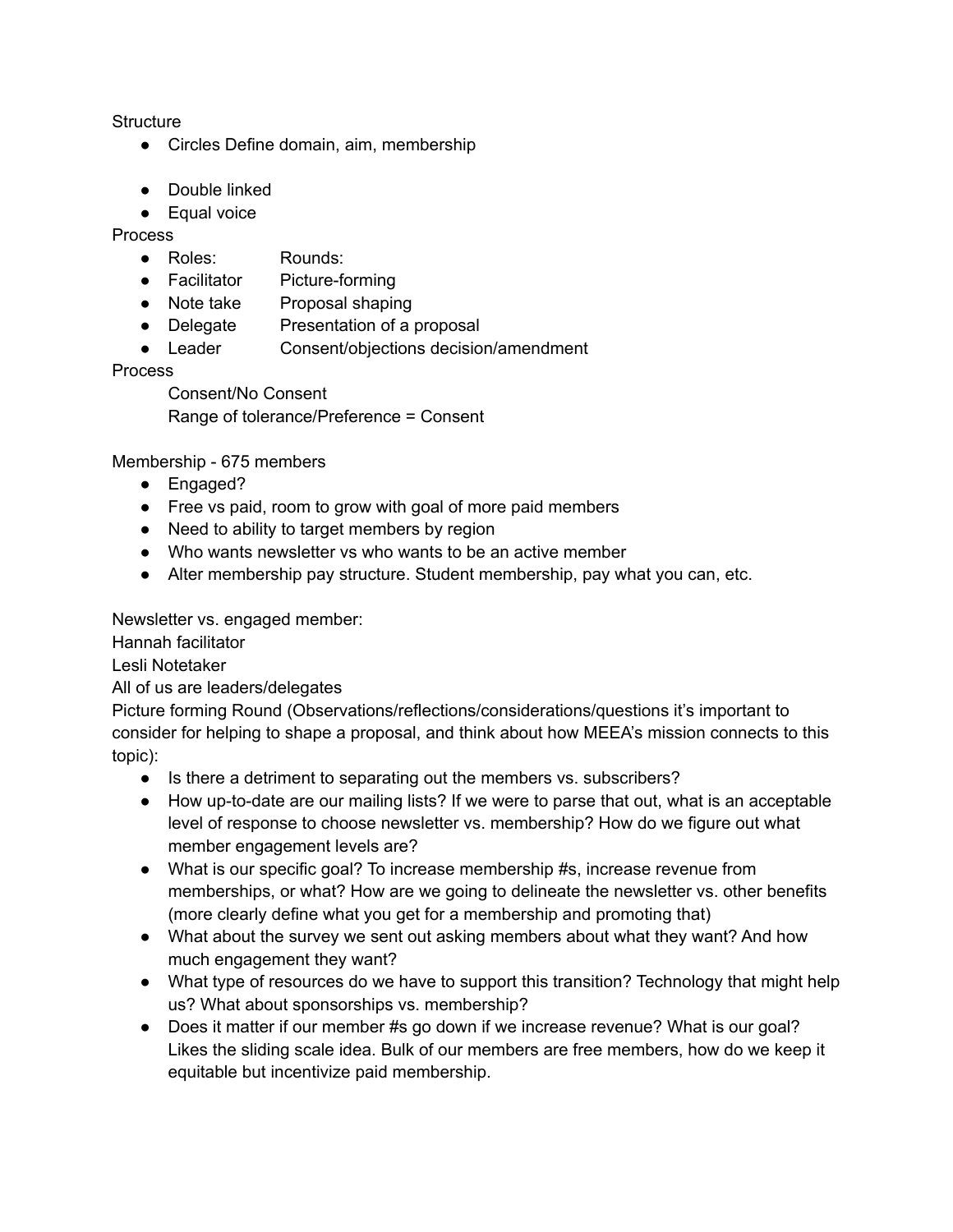Structure

- Circles Define domain, aim, membership

- Double linked
- Equal voice

Process

- Roles: Rounds:
- Facilitator Picture-forming
- Note take Proposal shaping
- Delegate Presentation of a proposal
- Leader Consent/objections decision/amendment

Process

Consent/No Consent

Range of tolerance/Preference = Consent

Membership - 675 members

- Engaged?
- Free vs paid, room to grow with goal of more paid members
- Need to ability to target members by region
- Who wants newsletter vs who wants to be an active member
- Alter membership pay structure. Student membership, pay what you can, etc.

Newsletter vs. engaged member:

Hannah facilitator

Lesli Notetaker

All of us are leaders/delegates

Picture forming Round (Observations/reflections/considerations/questions it's important to consider for helping to shape a proposal, and think about how MEEA's mission connects to this topic):

- Is there a detriment to separating out the members vs. subscribers?
- How up-to-date are our mailing lists? If we were to parse that out, what is an acceptable level of response to choose newsletter vs. membership? How do we figure out what member engagement levels are?
- What is our specific goal? To increase membership #s, increase revenue from memberships, or what? How are we going to delineate the newsletter vs. other benefits (more clearly define what you get for a membership and promoting that)
- What about the survey we sent out asking members about what they want? And how much engagement they want?
- What type of resources do we have to support this transition? Technology that might help us? What about sponsorships vs. membership?
- Does it matter if our member #s go down if we increase revenue? What is our goal? Likes the sliding scale idea. Bulk of our members are free members, how do we keep it equitable but incentivize paid membership.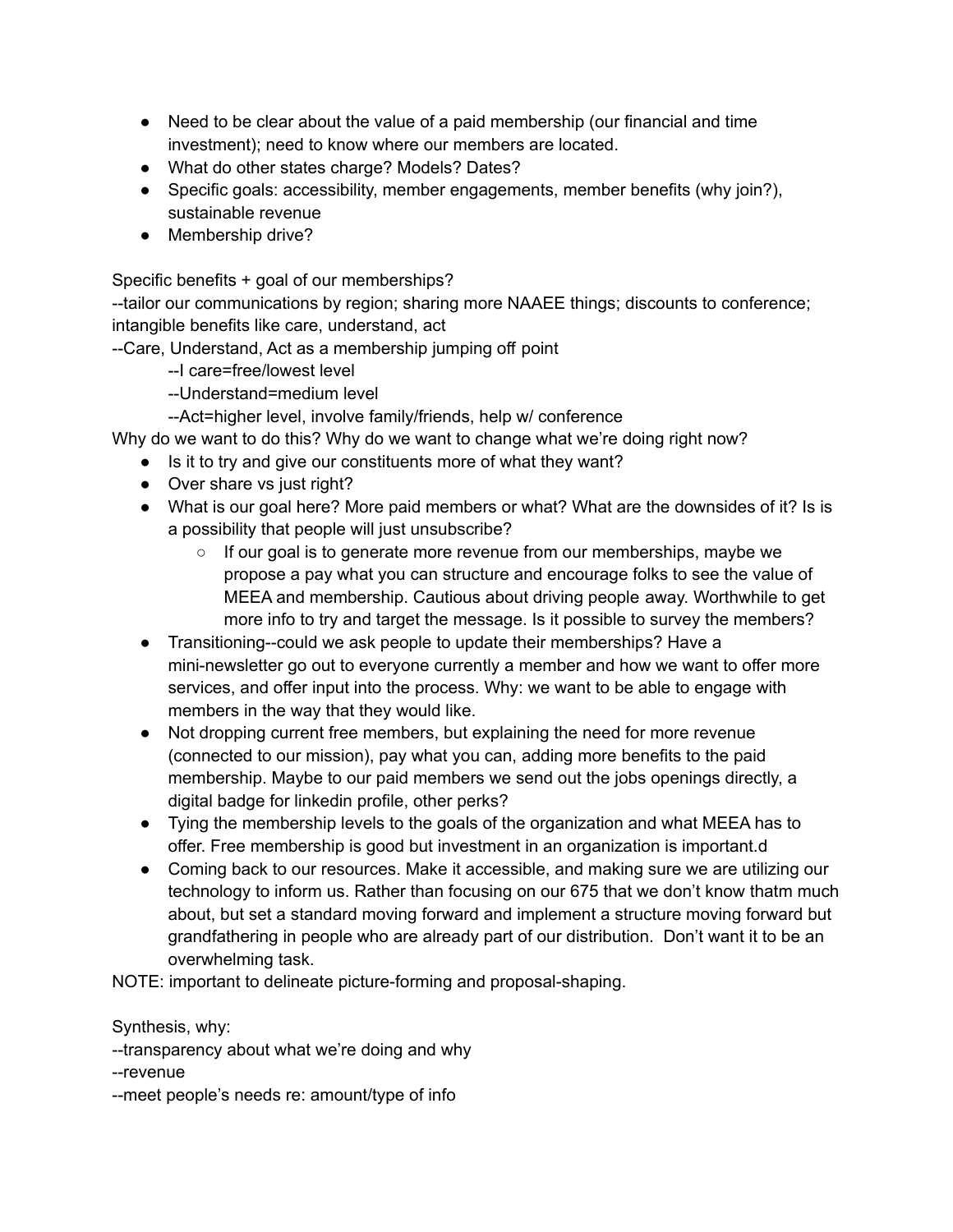- Need to be clear about the value of a paid membership (our financial and time investment); need to know where our members are located.
- What do other states charge? Models? Dates?
- Specific goals: accessibility, member engagements, member benefits (why join?), sustainable revenue
- Membership drive?

Specific benefits + goal of our memberships?
--tailor our communications by region; sharing more NAAEE things; discounts to conference; intangible benefits like care, understand, act
--Care, Understand, Act as a membership jumping off point
    --I care=free/lowest level
    --Understand=medium level
    --Act=higher level, involve family/friends, help w/ conference
Why do we want to do this? Why do we want to change what we're doing right now?

- Is it to try and give our constituents more of what they want?
- Over share vs just right?
- What is our goal here? More paid members or what? What are the downsides of it? Is is a possibility that people will just unsubscribe?
    - If our goal is to generate more revenue from our memberships, maybe we propose a pay what you can structure and encourage folks to see the value of MEEA and membership. Cautious about driving people away. Worthwhile to get more info to try and target the message. Is it possible to survey the members?
- Transitioning--could we ask people to update their memberships? Have a mini-newsletter go out to everyone currently a member and how we want to offer more services, and offer input into the process. Why: we want to be able to engage with members in the way that they would like.
- Not dropping current free members, but explaining the need for more revenue (connected to our mission), pay what you can, adding more benefits to the paid membership. Maybe to our paid members we send out the jobs openings directly, a digital badge for linkedin profile, other perks?
- Tying the membership levels to the goals of the organization and what MEEA has to offer. Free membership is good but investment in an organization is important.d
- Coming back to our resources. Make it accessible, and making sure we are utilizing our technology to inform us. Rather than focusing on our 675 that we don't know thatm much about, but set a standard moving forward and implement a structure moving forward but grandfathering in people who are already part of our distribution. Don't want it to be an overwhelming task.

NOTE: important to delineate picture-forming and proposal-shaping.

Synthesis, why:
--transparency about what we're doing and why
--revenue
--meet people's needs re: amount/type of info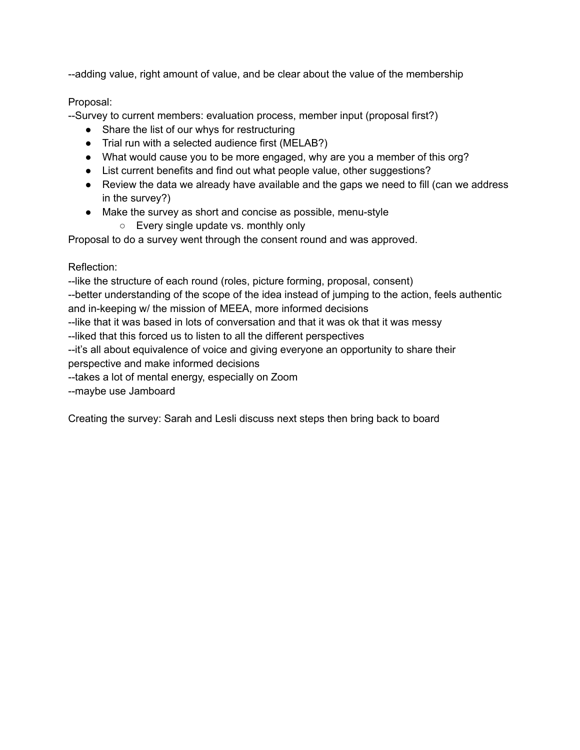--adding value, right amount of value, and be clear about the value of the membership

Proposal:
--Survey to current members: evaluation process, member input (proposal first?)

- Share the list of our whys for restructuring
- Trial run with a selected audience first (MELAB?)
- What would cause you to be more engaged, why are you a member of this org?
- List current benefits and find out what people value, other suggestions?
- Review the data we already have available and the gaps we need to fill (can we address in the survey?)
- Make the survey as short and concise as possible, menu-style
    - Every single update vs. monthly only

Proposal to do a survey went through the consent round and was approved.

Reflection:
--like the structure of each round (roles, picture forming, proposal, consent)
--better understanding of the scope of the idea instead of jumping to the action, feels authentic and in-keeping w/ the mission of MEEA, more informed decisions
--like that it was based in lots of conversation and that it was ok that it was messy
--liked that this forced us to listen to all the different perspectives
--it's all about equivalence of voice and giving everyone an opportunity to share their perspective and make informed decisions
--takes a lot of mental energy, especially on Zoom
--maybe use Jamboard

Creating the survey: Sarah and Lesli discuss next steps then bring back to board